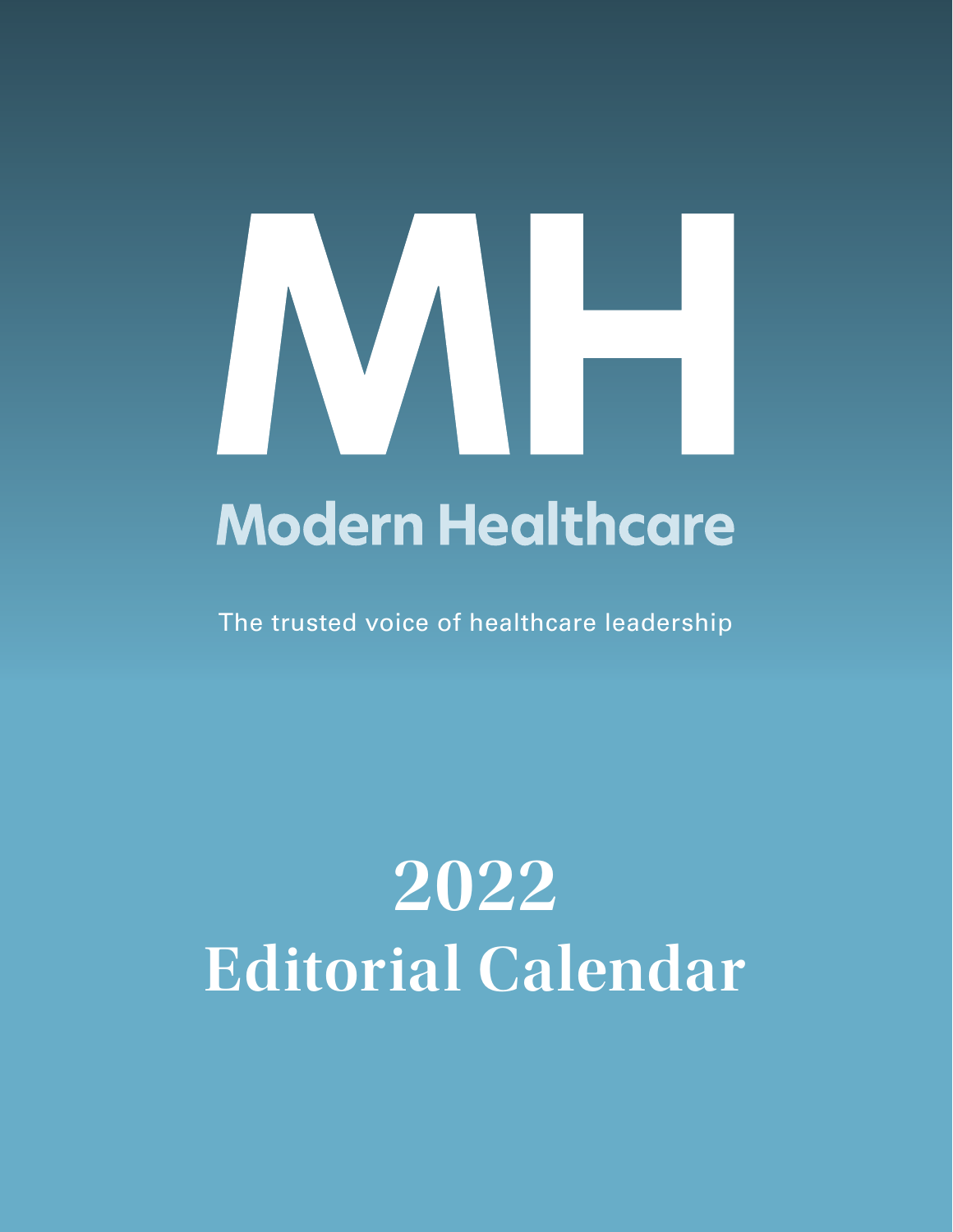# MH

## Modern Healthcare

The trusted voice of healthcare leadership

# 2022
# Editorial Calendar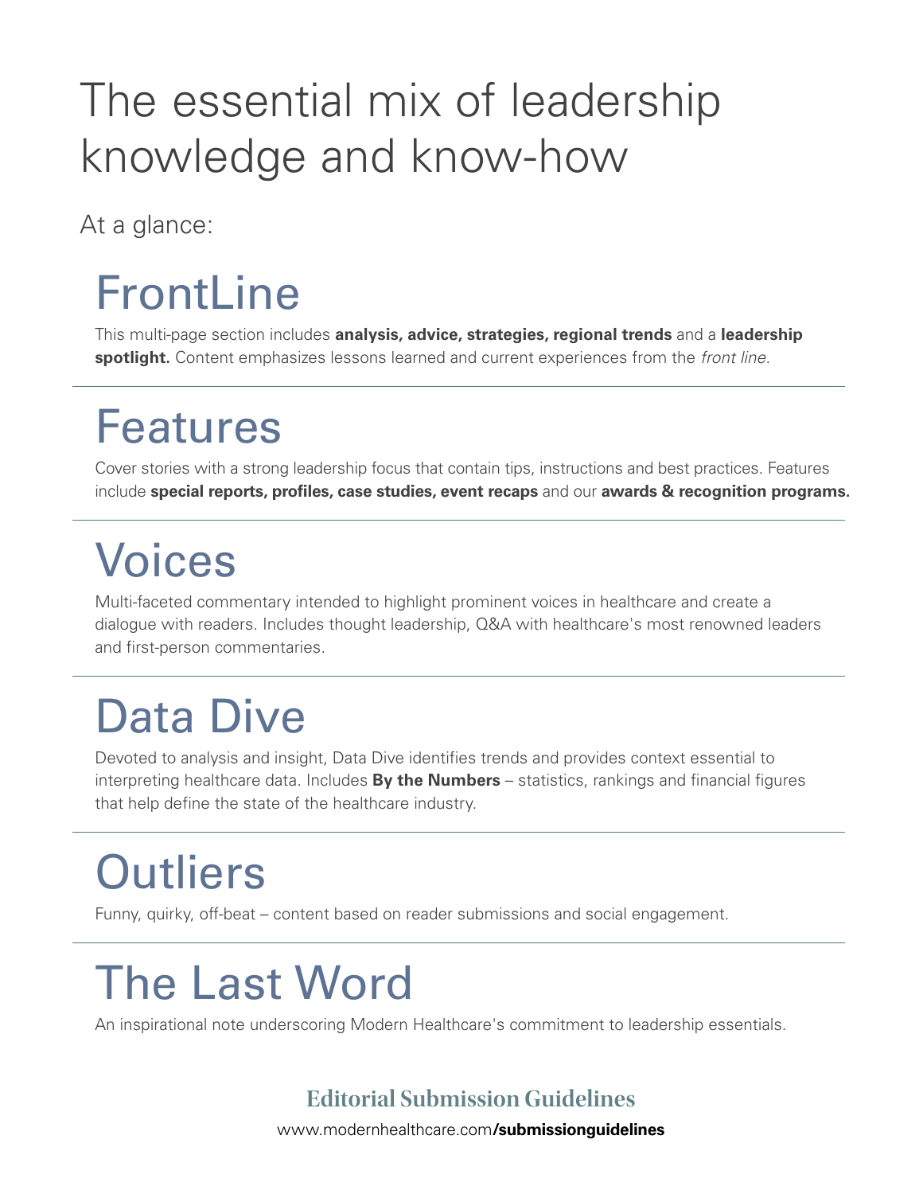# The essential mix of leadership knowledge and know-how

At a glance:

## FrontLine

This multi-page section includes **analysis, advice, strategies, regional trends** and a **leadership spotlight.** Content emphasizes lessons learned and current experiences from the *front line.*

---

## Features

Cover stories with a strong leadership focus that contain tips, instructions and best practices. Features include **special reports, profiles, case studies, event recaps** and our **awards & recognition programs.**

---

## Voices

Multi-faceted commentary intended to highlight prominent voices in healthcare and create a dialogue with readers. Includes thought leadership, Q&A with healthcare's most renowned leaders and first-person commentaries.

---

## Data Dive

Devoted to analysis and insight, Data Dive identifies trends and provides context essential to interpreting healthcare data. Includes **By the Numbers** – statistics, rankings and financial figures that help define the state of the healthcare industry.

---

## Outliers

Funny, quirky, off-beat – content based on reader submissions and social engagement.

---

## The Last Word

An inspirational note underscoring Modern Healthcare's commitment to leadership essentials.

**Editorial Submission Guidelines**

www.modernhealthcare.com**/submissionguidelines**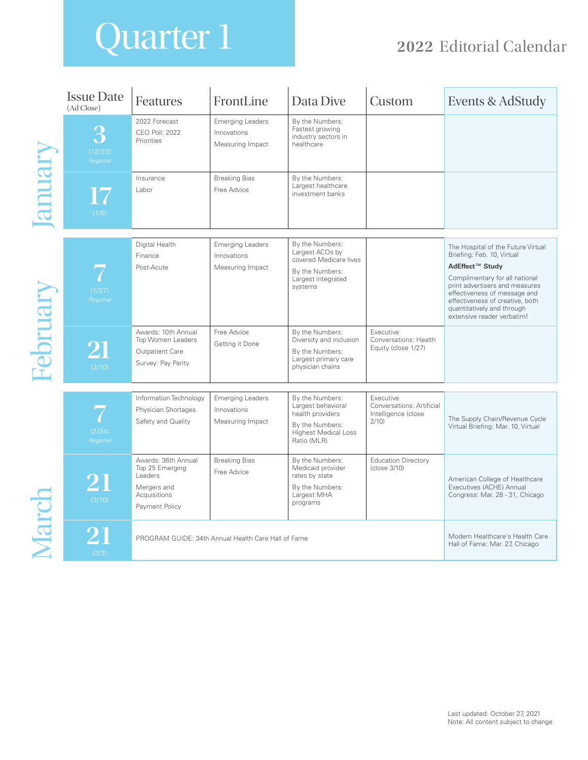# Quarter 1

## 2022 Editorial Calendar

| Month | Issue Date (Ad Close) | Features | FrontLine | Data Dive | Custom | Events & AdStudy |
|---|---|---|---|---|---|---|
| January | 3 (12/23) *Regional* | 2022 Forecast<br>CEO Poll: 2022 Priorities | Emerging Leaders<br>Innovations<br>Measuring Impact | By the Numbers: Fastest growing industry sectors in healthcare | | |
| January | 17 (1/6) | Insurance<br>Labor | Breaking Bias<br>Free Advice | By the Numbers: Largest healthcare investment banks | | |
| February | 7 (1/27) *Regional* | Digital Health<br>Finance<br>Post-Acute | Emerging Leaders<br>Innovations<br>Measuring Impact | By the Numbers: Largest ACOs by covered Medicare lives<br>By the Numbers: Largest integrated systems | | The Hospital of the Future Virtual Briefing: Feb. 10, Virtual<br>**AdEffect™ Study**<br>Complimentary for all national print advertisers and measures effectiveness of message and effectiveness of creative, both quantitatively and through extensive reader verbatim! |
| February | 21 (2/10) | Awards: 10th Annual Top Women Leaders<br>Outpatient Care<br>Survey: Pay Parity | Free Advice<br>Getting it Done | By the Numbers: Diversity and inclusion<br>By the Numbers: Largest primary care physician chains | Executive Conversations: Health Equity (close 1/27) | |
| March | 7 (2/24) *Regional* | Information Technology<br>Physician Shortages<br>Safety and Quality | Emerging Leaders<br>Innovations<br>Measuring Impact | By the Numbers: Largest behavioral health providers<br>By the Numbers: Highest Medical Loss Ratio (MLR) | Executive Conversations: Artificial Intelligence (close 2/10) | The Supply Chain/Revenue Cycle Virtual Briefing: Mar. 10, Virtual |
| March | 21 (3/10) | Awards: 36th Annual Top 25 Emerging Leaders<br>Mergers and Acquisitions<br>Payment Policy | Breaking Bias<br>Free Advice | By the Numbers: Medicaid provider rates by state<br>By the Numbers: Largest MHA programs | Education Directory (close 3/10) | American College of Healthcare Executives (ACHE) Annual Congress: Mar. 28 - 31, Chicago |
| March | 21 (3/3) | PROGRAM GUIDE: 34th Annual Health Care Hall of Fame | | | | Modern Healthcare's Health Care Hall of Fame: Mar. 27, Chicago |

Last updated: October 27, 2021
Note: All content subject to change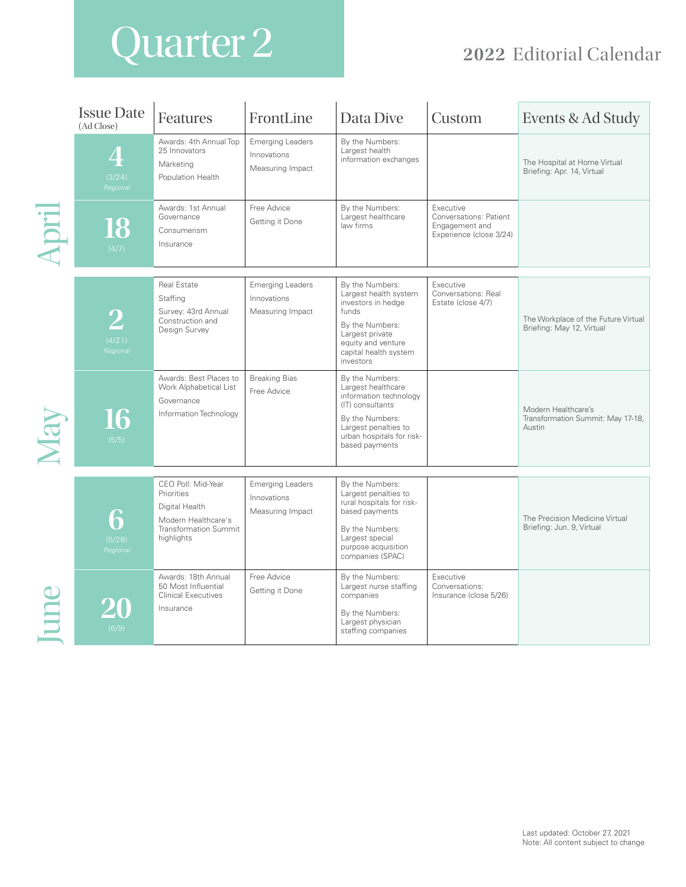# Quarter 2

## 2022 Editorial Calendar

| Month | Issue Date (Ad Close) | Features | FrontLine | Data Dive | Custom | Events & Ad Study |
|---|---|---|---|---|---|---|
| April | 4 (3/24) *Regional* | Awards: 4th Annual Top 25 Innovators<br>Marketing<br>Population Health | Emerging Leaders<br>Innovations<br>Measuring Impact | By the Numbers: Largest health information exchanges | | The Hospital at Home Virtual Briefing: Apr. 14, Virtual |
| April | 18 (4/7) | Awards: 1st Annual Governance<br>Consumerism<br>Insurance | Free Advice<br>Getting it Done | By the Numbers: Largest healthcare law firms | Executive Conversations: Patient Engagement and Experience (close 3/24) | |
| May | 2 (4/21) *Regional* | Real Estate<br>Staffing<br>Survey: 43rd Annual Construction and Design Survey | Emerging Leaders<br>Innovations<br>Measuring Impact | By the Numbers: Largest health system investors in hedge funds<br>By the Numbers: Largest private equity and venture capital health system investors | Executive Conversations: Real Estate (close 4/7) | The Workplace of the Future Virtual Briefing: May 12, Virtual |
| May | 16 (5/5) | Awards: Best Places to Work Alphabetical List<br>Governance<br>Information Technology | Breaking Bias<br>Free Advice | By the Numbers: Largest healthcare information technology (IT) consultants<br>By the Numbers: Largest penalties to urban hospitals for risk-based payments | | Modern Healthcare's Transformation Summit: May 17-18, Austin |
| June | 6 (5/26) *Regional* | CEO Poll: Mid-Year Priorities<br>Digital Health<br>Modern Healthcare's Transformation Summit highlights | Emerging Leaders<br>Innovations<br>Measuring Impact | By the Numbers: Largest penalties to rural hospitals for risk-based payments<br>By the Numbers: Largest special purpose acquisition companies (SPAC) | | The Precision Medicine Virtual Briefing: Jun. 9, Virtual |
| June | 20 (6/9) | Awards: 18th Annual 50 Most Influential Clinical Executives<br>Insurance | Free Advice<br>Getting it Done | By the Numbers: Largest nurse staffing companies<br>By the Numbers: Largest physician staffing companies | Executive Conversations: Insurance (close 5/26) | |

Last updated: October 27, 2021
Note: All content subject to change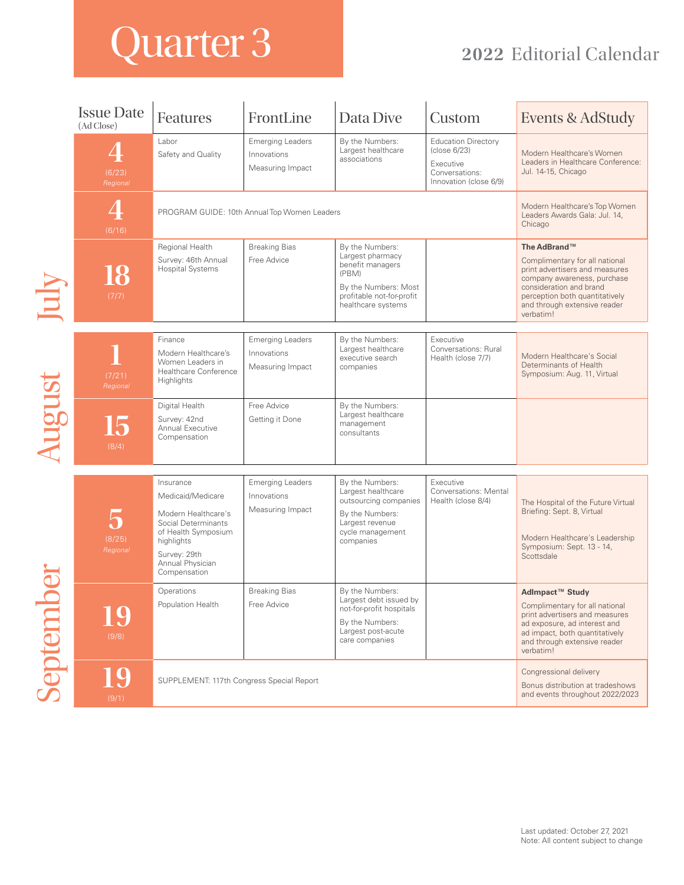# Quarter 3

## 2022 Editorial Calendar

| Month | Issue Date (Ad Close) | Features | FrontLine | Data Dive | Custom | Events & AdStudy |
|---|---|---|---|---|---|---|
| July | 4 (6/23) *Regional* | Labor<br>Safety and Quality | Emerging Leaders<br>Innovations<br>Measuring Impact | By the Numbers: Largest healthcare associations | Education Directory (close 6/23)<br>Executive Conversations: Innovation (close 6/9) | Modern Healthcare's Women Leaders in Healthcare Conference: Jul. 14-15, Chicago |
| July | 4 (6/16) | PROGRAM GUIDE: 10th Annual Top Women Leaders | | | | Modern Healthcare's Top Women Leaders Awards Gala: Jul. 14, Chicago |
| July | 18 (7/7) | Regional Health<br>Survey: 46th Annual Hospital Systems | Breaking Bias<br>Free Advice | By the Numbers: Largest pharmacy benefit managers (PBM)<br>By the Numbers: Most profitable not-for-profit healthcare systems | | **The AdBrand™**<br>Complimentary for all national print advertisers and measures company awareness, purchase consideration and brand perception both quantitatively and through extensive reader verbatim! |
| August | 1 (7/21) *Regional* | Finance<br>Modern Healthcare's Women Leaders in Healthcare Conference Highlights | Emerging Leaders<br>Innovations<br>Measuring Impact | By the Numbers: Largest healthcare executive search companies | Executive Conversations: Rural Health (close 7/7) | Modern Healthcare's Social Determinants of Health Symposium: Aug. 11, Virtual |
| August | 15 (8/4) | Digital Health<br>Survey: 42nd Annual Executive Compensation | Free Advice<br>Getting it Done | By the Numbers: Largest healthcare management consultants | | |
| September | 5 (8/25) *Regional* | Insurance<br>Medicaid/Medicare<br>Modern Healthcare's Social Determinants of Health Symposium highlights<br>Survey: 29th Annual Physician Compensation | Emerging Leaders<br>Innovations<br>Measuring Impact | By the Numbers: Largest healthcare outsourcing companies<br>By the Numbers: Largest revenue cycle management companies | Executive Conversations: Mental Health (close 8/4) | The Hospital of the Future Virtual Briefing: Sept. 8, Virtual<br>Modern Healthcare's Leadership Symposium: Sept. 13 - 14, Scottsdale |
| September | 19 (9/8) | Operations<br>Population Health | Breaking Bias<br>Free Advice | By the Numbers: Largest debt issued by not-for-profit hospitals<br>By the Numbers: Largest post-acute care companies | | **AdImpact™ Study**<br>Complimentary for all national print advertisers and measures ad exposure, ad interest and ad impact, both quantitatively and through extensive reader verbatim! |
| September | 19 (9/1) | SUPPLEMENT: 117th Congress Special Report | | | | Congressional delivery<br>Bonus distribution at tradeshows and events throughout 2022/2023 |

Last updated: October 27, 2021
Note: All content subject to change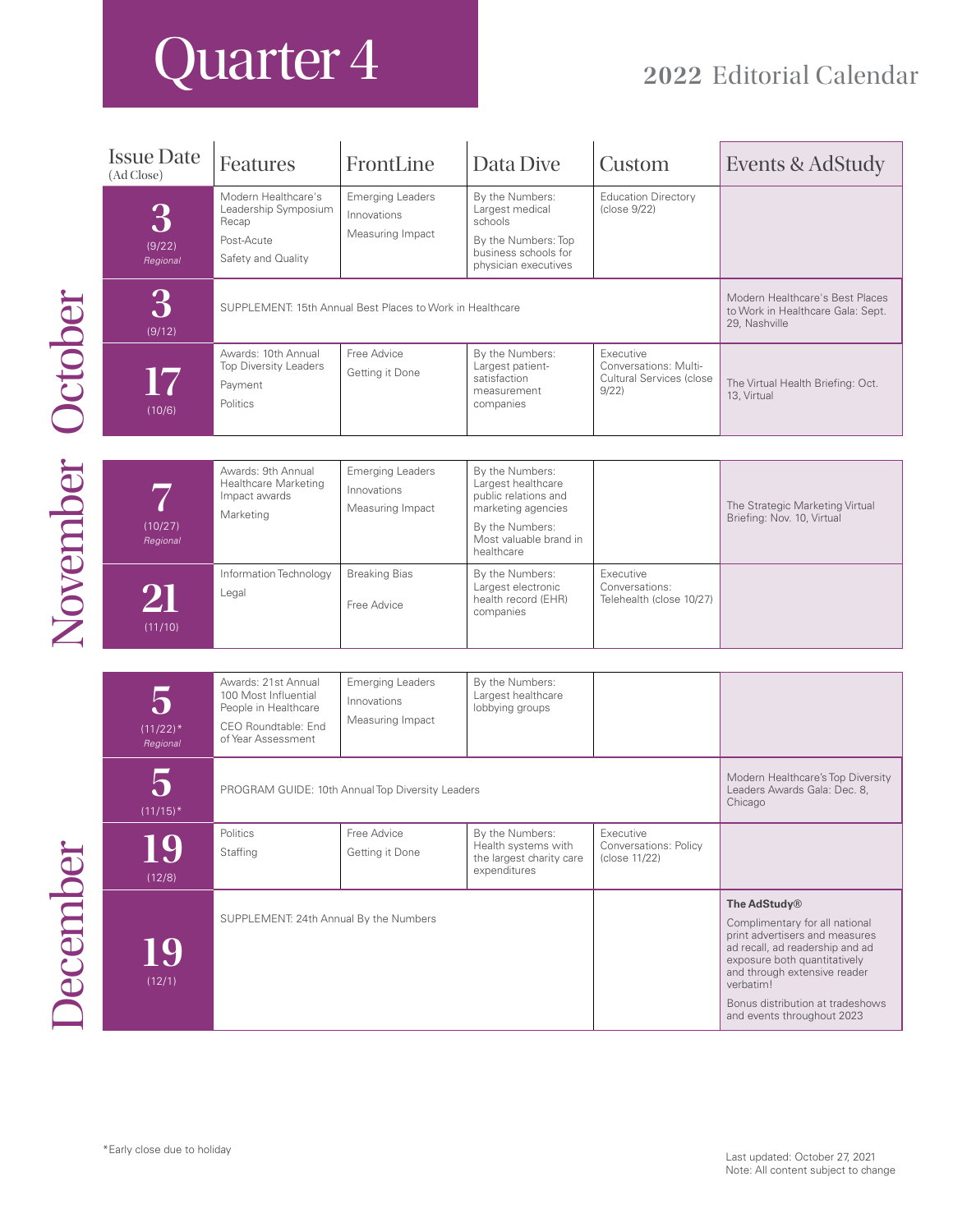# Quarter 4

## 2022 Editorial Calendar

| Month | Issue Date (Ad Close) | Features | FrontLine | Data Dive | Custom | Events & AdStudy |
|---|---|---|---|---|---|---|
| October | 3 (9/22) *Regional* | Modern Healthcare's Leadership Symposium Recap<br>Post-Acute<br>Safety and Quality | Emerging Leaders<br>Innovations<br>Measuring Impact | By the Numbers: Largest medical schools<br>By the Numbers: Top business schools for physician executives | Education Directory (close 9/22) | |
| October | 3 (9/12) | SUPPLEMENT: 15th Annual Best Places to Work in Healthcare | | | | Modern Healthcare's Best Places to Work in Healthcare Gala: Sept. 29, Nashville |
| October | 17 (10/6) | Awards: 10th Annual Top Diversity Leaders<br>Payment<br>Politics | Free Advice<br>Getting it Done | By the Numbers: Largest patient-satisfaction measurement companies | Executive Conversations: Multi-Cultural Services (close 9/22) | The Virtual Health Briefing: Oct. 13, Virtual |
| November | 7 (10/27) *Regional* | Awards: 9th Annual Healthcare Marketing Impact awards<br>Marketing | Emerging Leaders<br>Innovations<br>Measuring Impact | By the Numbers: Largest healthcare public relations and marketing agencies<br>By the Numbers: Most valuable brand in healthcare | | The Strategic Marketing Virtual Briefing: Nov. 10, Virtual |
| November | 21 (11/10) | Information Technology<br>Legal | Breaking Bias<br>Free Advice | By the Numbers: Largest electronic health record (EHR) companies | Executive Conversations: Telehealth (close 10/27) | |
| December | 5 (11/22)* *Regional* | Awards: 21st Annual 100 Most Influential People in Healthcare<br>CEO Roundtable: End of Year Assessment | Emerging Leaders<br>Innovations<br>Measuring Impact | By the Numbers: Largest healthcare lobbying groups | | |
| December | 5 (11/15)* | PROGRAM GUIDE: 10th Annual Top Diversity Leaders | | | | Modern Healthcare's Top Diversity Leaders Awards Gala: Dec. 8, Chicago |
| December | 19 (12/8) | Politics<br>Staffing | Free Advice<br>Getting it Done | By the Numbers: Health systems with the largest charity care expenditures | Executive Conversations: Policy (close 11/22) | |
| December | 19 (12/1) | SUPPLEMENT: 24th Annual By the Numbers | | | | **The AdStudy®**<br>Complimentary for all national print advertisers and measures ad recall, ad readership and ad exposure both quantitatively and through extensive reader verbatim!<br>Bonus distribution at tradeshows and events throughout 2023 |

*Early close due to holiday

Last updated: October 27, 2021
Note: All content subject to change